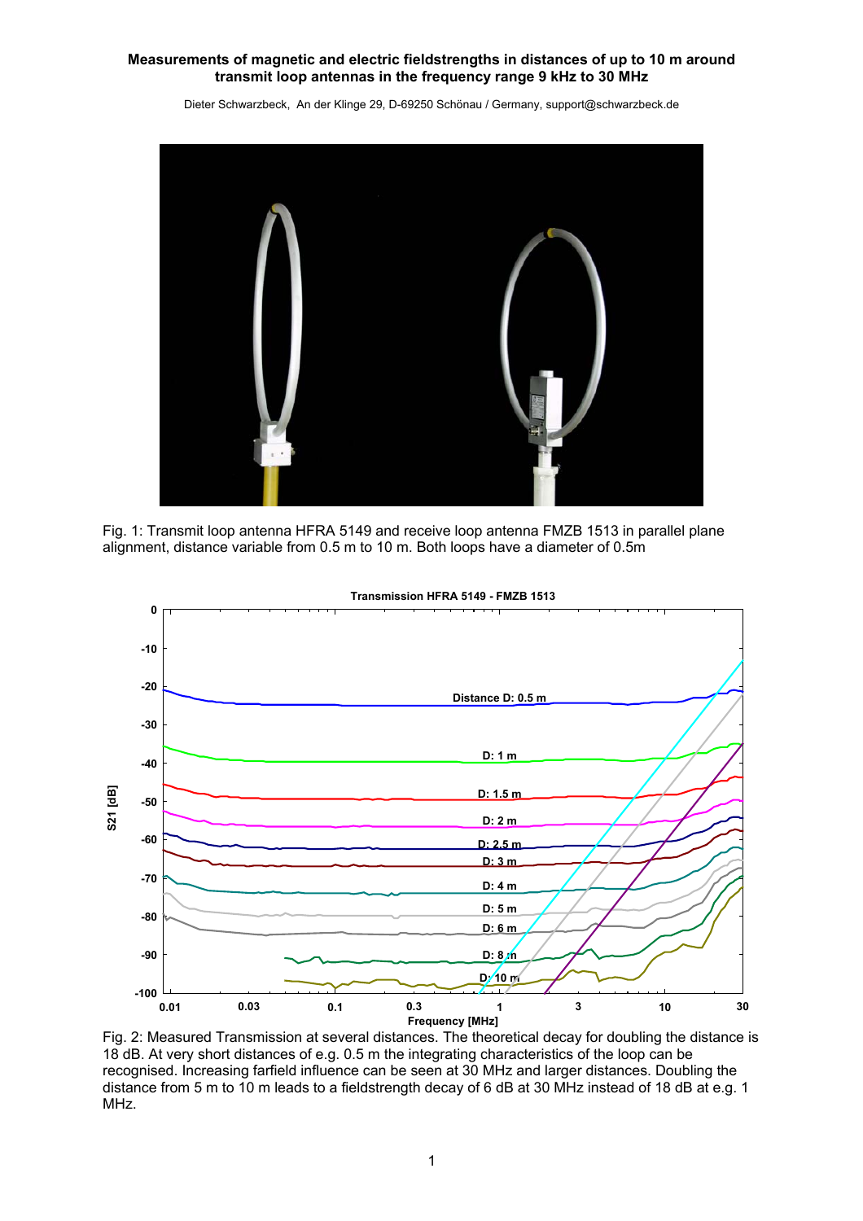# Measurements of magnetic and electric fieldstrengths in distances of up to 10 m around transmit loop antennas in the frequency range 9 kHz to 30 MHz

Dieter Schwarzbeck, An der Klinge 29, D-69250 Schönau / Germany, support@schwarzbeck.de

Fig. 1: Transmit loop antenna HFRA 5149 and receive loop antenna FMZB 1513 in parallel plane alignment, distance variable from 0.5 m to 10 m. Both loops have a diameter of 0.5m

Fig. 2: Measured Transmission at several distances. The theoretical decay for doubling the distance is 18 dB. At very short distances of e.g. 0.5 m the integrating characteristics of the loop can be recognised. Increasing farfield influence can be seen at 30 MHz and larger distances. Doubling the distance from 5 m to 10 m leads to a fieldstrength decay of 6 dB at 30 MHz instead of 18 dB at e.g. 1 MHz.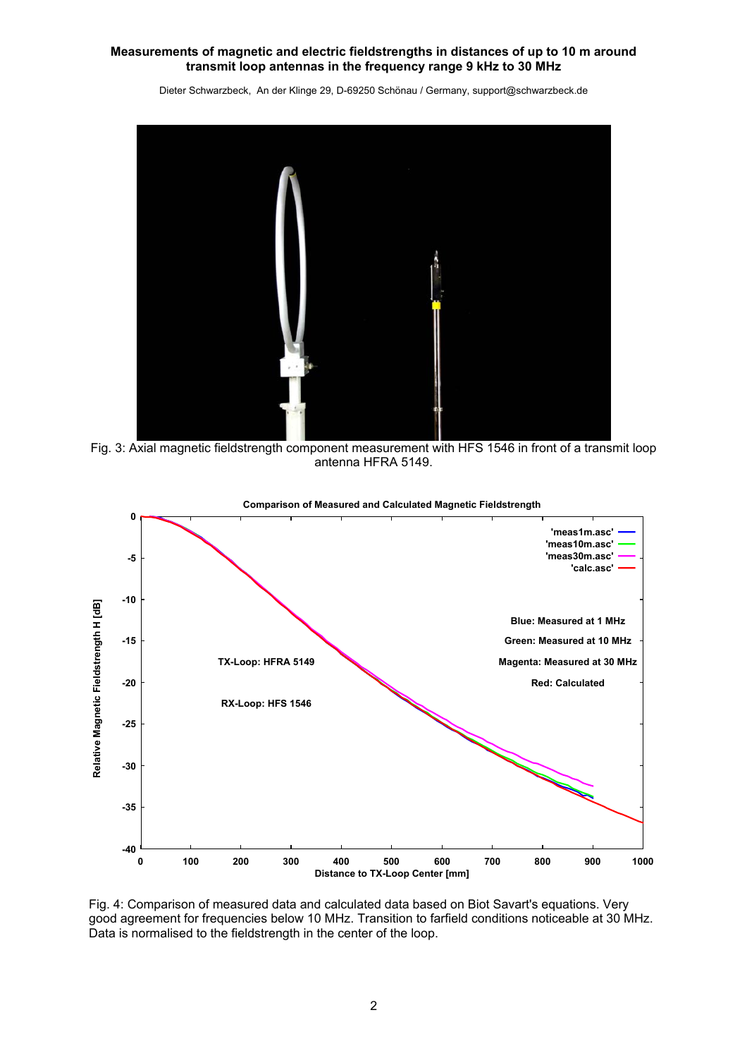# Measurements of magnetic and electric fieldstrengths in distances of up to 10 m around transmit loop antennas in the frequency range 9 kHz to 30 MHz

Dieter Schwarzbeck, An der Klinge 29, D-69250 Schönau / Germany, support@schwarzbeck.de

Fig. 3: Axial magnetic fieldstrength component measurement with HFS 1546 in front of a transmit loop antenna HFRA 5149.

Fig. 4: Comparison of measured data and calculated data based on Biot Savart's equations. Very good agreement for frequencies below 10 MHz. Transition to farfield conditions noticeable at 30 MHz. Data is normalised to the fieldstrength in the center of the loop.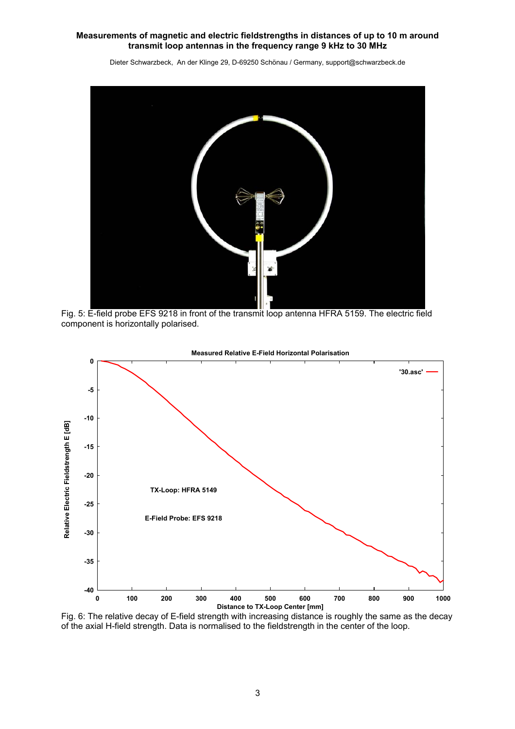Fig. 5: E-field probe EFS 9218 in front of the transmit loop antenna HFRA 5159. The electric field component is horizontally polarised.

Fig. 6: The relative decay of E-field strength with increasing distance is roughly the same as the decay of the axial H-field strength. Data is normalised to the fieldstrength in the center of the loop.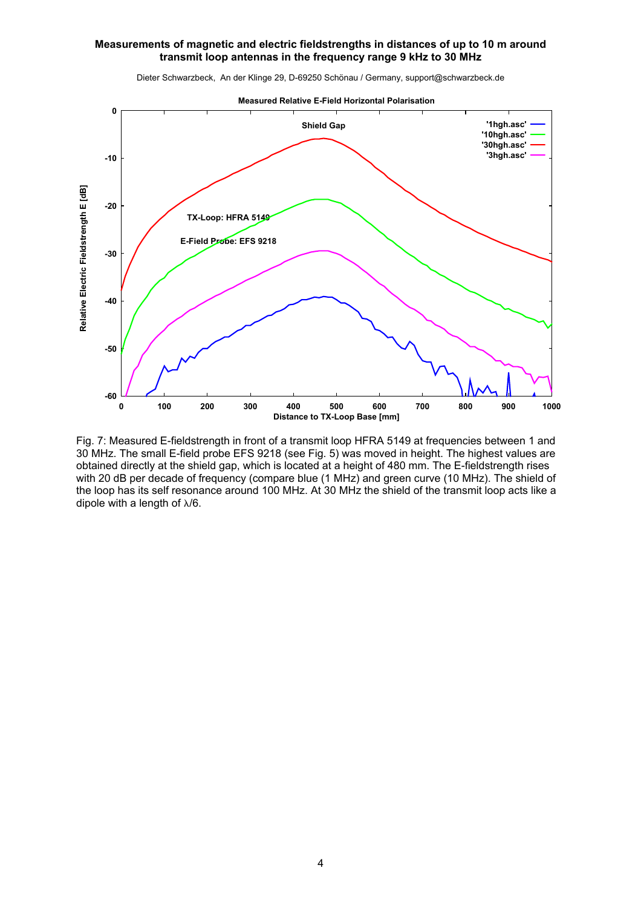# Measurements of magnetic and electric fieldstrengths in distances of up to 10 m around transmit loop antennas in the frequency range 9 kHz to 30 MHz

Dieter Schwarzbeck, An der Klinge 29, D-69250 Schönau / Germany, support@schwarzbeck.de

Fig. 7: Measured E-fieldstrength in front of a transmit loop HFRA 5149 at frequencies between 1 and 30 MHz. The small E-field probe EFS 9218 (see Fig. 5) was moved in height. The highest values are obtained directly at the shield gap, which is located at a height of 480 mm. The E-fieldstrength rises with 20 dB per decade of frequency (compare blue (1 MHz) and green curve (10 MHz). The shield of the loop has its self resonance around 100 MHz. At 30 MHz the shield of the transmit loop acts like a dipole with a length of $\lambda/6$.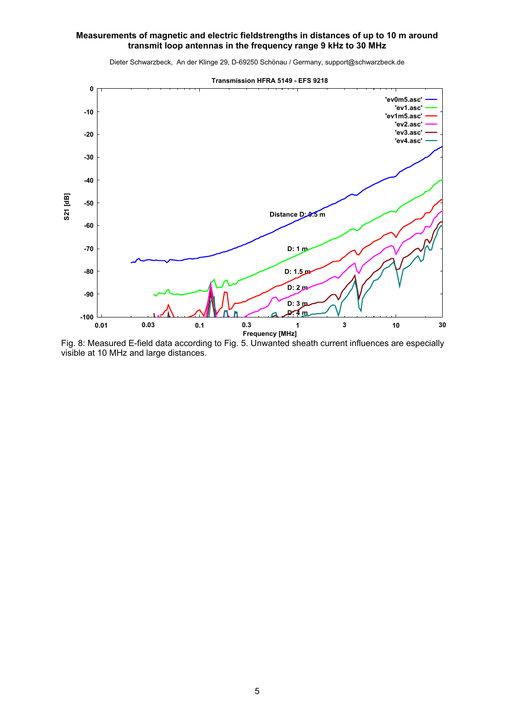**Measurements of magnetic and electric fieldstrengths in distances of up to 10 m around transmit loop antennas in the frequency range 9 kHz to 30 MHz**

Dieter Schwarzbeck, An der Klinge 29, D-69250 Schönau / Germany, support@schwarzbeck.de

Fig. 8: Measured E-field data according to Fig. 5. Unwanted sheath current influences are especially visible at 10 MHz and large distances.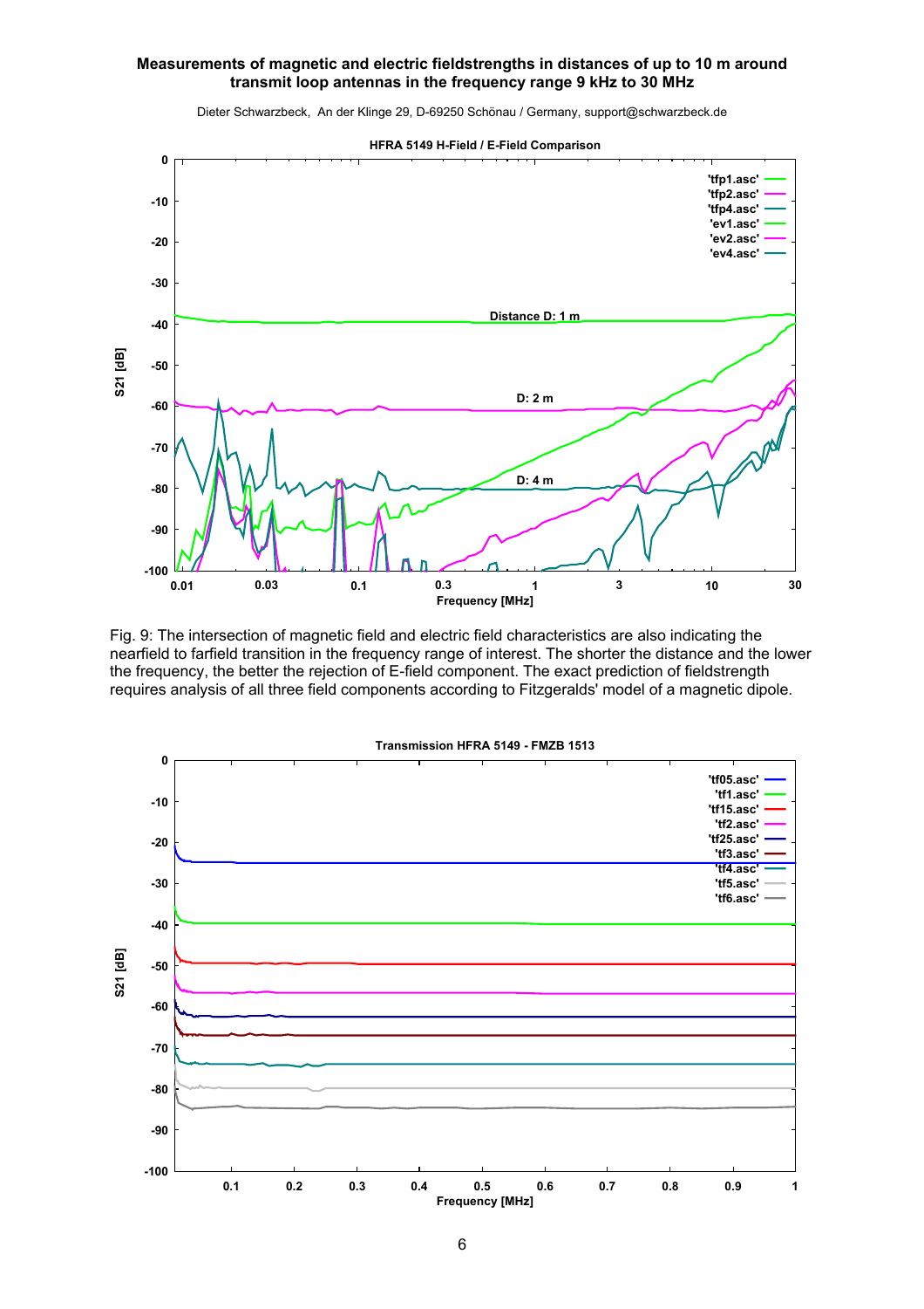# Measurements of magnetic and electric fieldstrengths in distances of up to 10 m around transmit loop antennas in the frequency range 9 kHz to 30 MHz

Dieter Schwarzbeck, An der Klinge 29, D-69250 Schönau / Germany, support@schwarzbeck.de

Fig. 9: The intersection of magnetic field and electric field characteristics are also indicating the nearfield to farfield transition in the frequency range of interest. The shorter the distance and the lower the frequency, the better the rejection of E-field component. The exact prediction of fieldstrength requires analysis of all three field components according to Fitzgeralds' model of a magnetic dipole.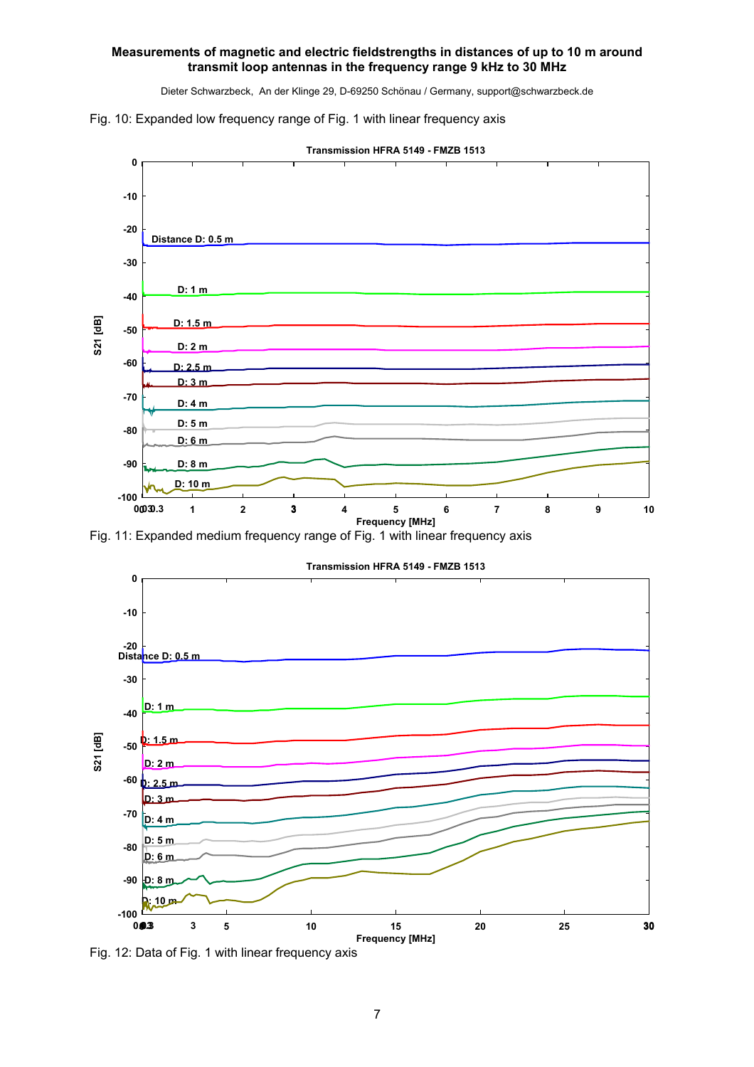**Measurements of magnetic and electric fieldstrengths in distances of up to 10 m around transmit loop antennas in the frequency range 9 kHz to 30 MHz**

Dieter Schwarzbeck, An der Klinge 29, D-69250 Schönau / Germany, support@schwarzbeck.de

Fig. 10: Expanded low frequency range of Fig. 1 with linear frequency axis

Fig. 11: Expanded medium frequency range of Fig. 1 with linear frequency axis

Fig. 12: Data of Fig. 1 with linear frequency axis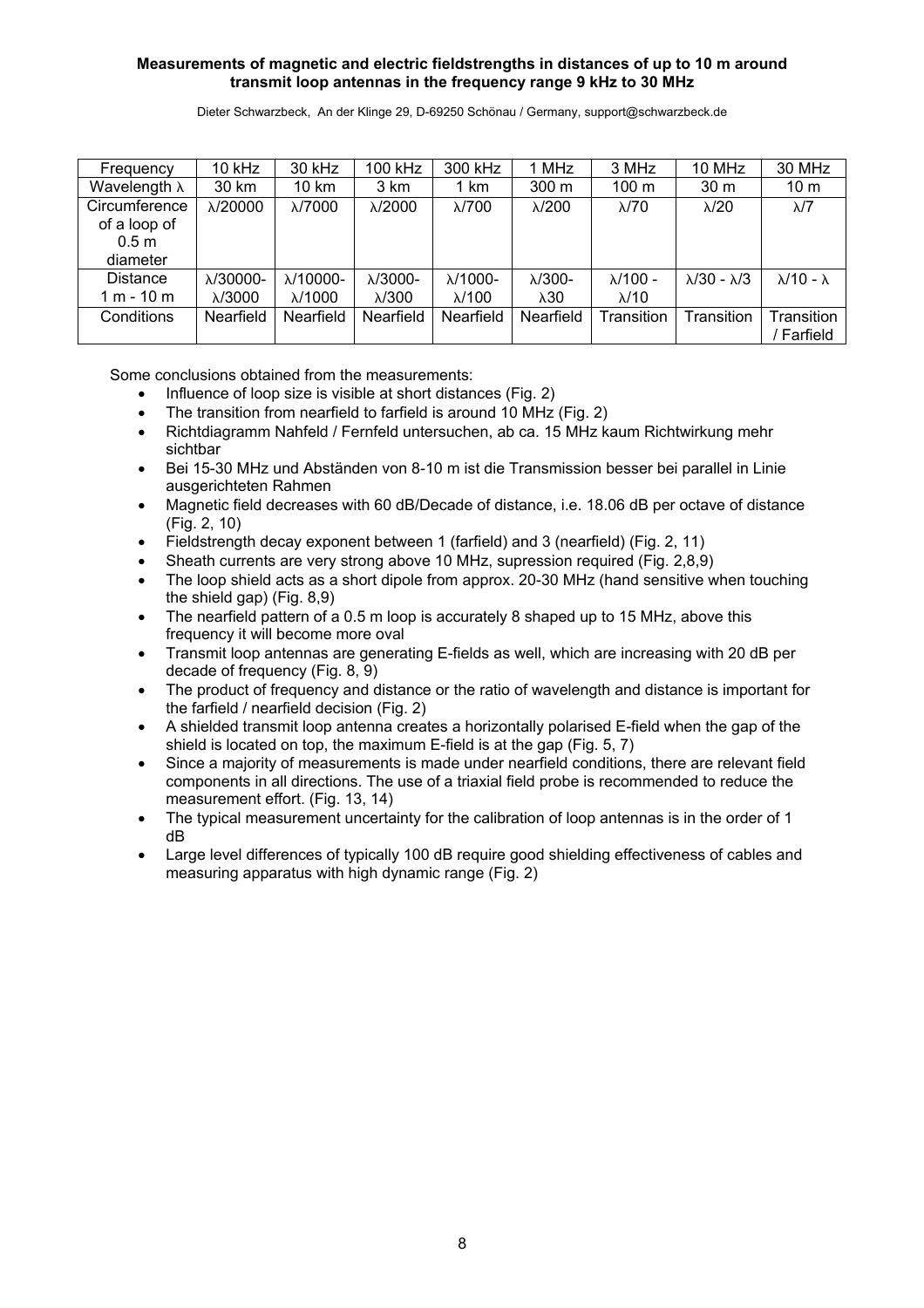**Measurements of magnetic and electric fieldstrengths in distances of up to 10 m around transmit loop antennas in the frequency range 9 kHz to 30 MHz**

Dieter Schwarzbeck, An der Klinge 29, D-69250 Schönau / Germany, support@schwarzbeck.de

| Frequency | 10 kHz | 30 kHz | 100 kHz | 300 kHz | 1 MHz | 3 MHz | 10 MHz | 30 MHz |
|---|---|---|---|---|---|---|---|---|
| Wavelength λ | 30 km | 10 km | 3 km | 1 km | 300 m | 100 m | 30 m | 10 m |
| Circumference of a loop of 0.5 m diameter | λ/20000 | λ/7000 | λ/2000 | λ/700 | λ/200 | λ/70 | λ/20 | λ/7 |
| Distance 1 m - 10 m | λ/30000-λ/3000 | λ/10000-λ/1000 | λ/3000-λ/300 | λ/1000-λ/100 | λ/300-λ30 | λ/100 - λ/10 | λ/30 - λ/3 | λ/10 - λ |
| Conditions | Nearfield | Nearfield | Nearfield | Nearfield | Nearfield | Transition | Transition | Transition / Farfield |

Some conclusions obtained from the measurements:

- Influence of loop size is visible at short distances (Fig. 2)
- The transition from nearfield to farfield is around 10 MHz (Fig. 2)
- Richtdiagramm Nahfeld / Fernfeld untersuchen, ab ca. 15 MHz kaum Richtwirkung mehr sichtbar
- Bei 15-30 MHz und Abständen von 8-10 m ist die Transmission besser bei parallel in Linie ausgerichteten Rahmen
- Magnetic field decreases with 60 dB/Decade of distance, i.e. 18.06 dB per octave of distance (Fig. 2, 10)
- Fieldstrength decay exponent between 1 (farfield) and 3 (nearfield) (Fig. 2, 11)
- Sheath currents are very strong above 10 MHz, supression required (Fig. 2,8,9)
- The loop shield acts as a short dipole from approx. 20-30 MHz (hand sensitive when touching the shield gap) (Fig. 8,9)
- The nearfield pattern of a 0.5 m loop is accurately 8 shaped up to 15 MHz, above this frequency it will become more oval
- Transmit loop antennas are generating E-fields as well, which are increasing with 20 dB per decade of frequency (Fig. 8, 9)
- The product of frequency and distance or the ratio of wavelength and distance is important for the farfield / nearfield decision (Fig. 2)
- A shielded transmit loop antenna creates a horizontally polarised E-field when the gap of the shield is located on top, the maximum E-field is at the gap (Fig. 5, 7)
- Since a majority of measurements is made under nearfield conditions, there are relevant field components in all directions. The use of a triaxial field probe is recommended to reduce the measurement effort. (Fig. 13, 14)
- The typical measurement uncertainty for the calibration of loop antennas is in the order of 1 dB
- Large level differences of typically 100 dB require good shielding effectiveness of cables and measuring apparatus with high dynamic range (Fig. 2)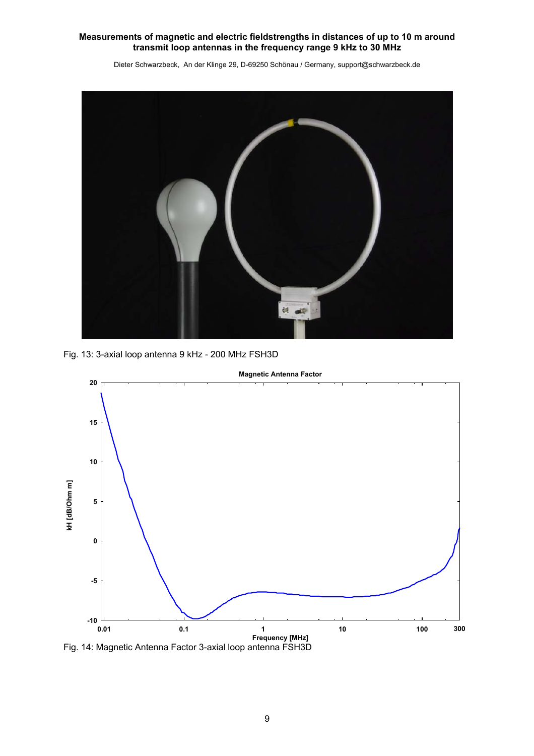**Measurements of magnetic and electric fieldstrengths in distances of up to 10 m around transmit loop antennas in the frequency range 9 kHz to 30 MHz**

Dieter Schwarzbeck, An der Klinge 29, D-69250 Schönau / Germany, support@schwarzbeck.de

Fig. 13: 3-axial loop antenna 9 kHz - 200 MHz FSH3D

Magnetic Antenna Factor

kH [dB/Ohm m]

20
15
10
5
0
-5
-10

0.01
0.1
1
10
100
300

Frequency [MHz]

Fig. 14: Magnetic Antenna Factor 3-axial loop antenna FSH3D